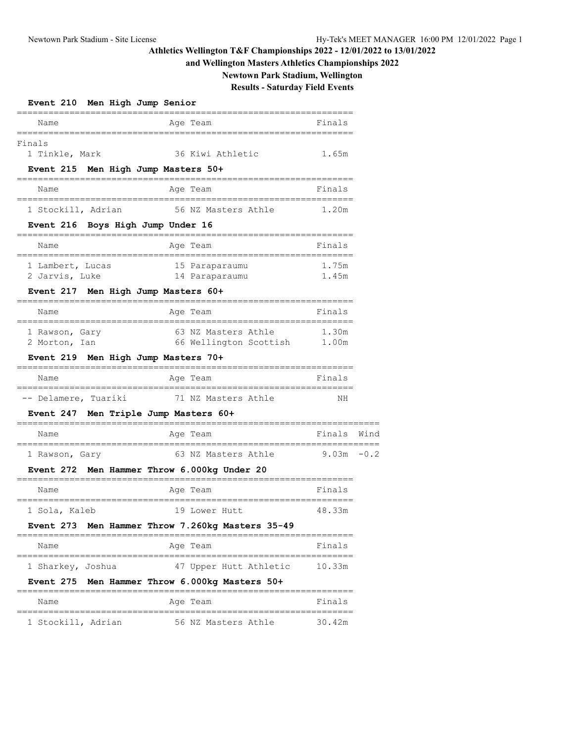# Athletics Wellington T&F Championships 2022 - 12/01/2022 to 13/01/2022

## and Wellington Masters Athletics Championships 2022

## Newtown Park Stadium, Wellington

## Results - Saturday Field Events

### Event 210 Men High Jump Senior

Finals

| | Name | Age | Team | Finals |
|---|---|---|---|---|
| 1 | Tinkle, Mark | 36 | Kiwi Athletic | 1.65m |

### Event 215 Men High Jump Masters 50+

| | Name | Age | Team | Finals |
|---|---|---|---|---|
| 1 | Stockill, Adrian | 56 | NZ Masters Athle | 1.20m |

### Event 216 Boys High Jump Under 16

| | Name | Age | Team | Finals |
|---|---|---|---|---|
| 1 | Lambert, Lucas | 15 | Paraparaumu | 1.75m |
| 2 | Jarvis, Luke | 14 | Paraparaumu | 1.45m |

### Event 217 Men High Jump Masters 60+

| | Name | Age | Team | Finals |
|---|---|---|---|---|
| 1 | Rawson, Gary | 63 | NZ Masters Athle | 1.30m |
| 2 | Morton, Ian | 66 | Wellington Scottish | 1.00m |

### Event 219 Men High Jump Masters 70+

| | Name | Age | Team | Finals |
|---|---|---|---|---|
| -- | Delamere, Tuariki | 71 | NZ Masters Athle | NH |

### Event 247 Men Triple Jump Masters 60+

| | Name | Age | Team | Finals | Wind |
|---|---|---|---|---|---|
| 1 | Rawson, Gary | 63 | NZ Masters Athle | 9.03m | -0.2 |

### Event 272 Men Hammer Throw 6.000kg Under 20

| | Name | Age | Team | Finals |
|---|---|---|---|---|
| 1 | Sola, Kaleb | 19 | Lower Hutt | 48.33m |

### Event 273 Men Hammer Throw 7.260kg Masters 35-49

| | Name | Age | Team | Finals |
|---|---|---|---|---|
| 1 | Sharkey, Joshua | 47 | Upper Hutt Athletic | 10.33m |

### Event 275 Men Hammer Throw 6.000kg Masters 50+

| | Name | Age | Team | Finals |
|---|---|---|---|---|
| 1 | Stockill, Adrian | 56 | NZ Masters Athle | 30.42m |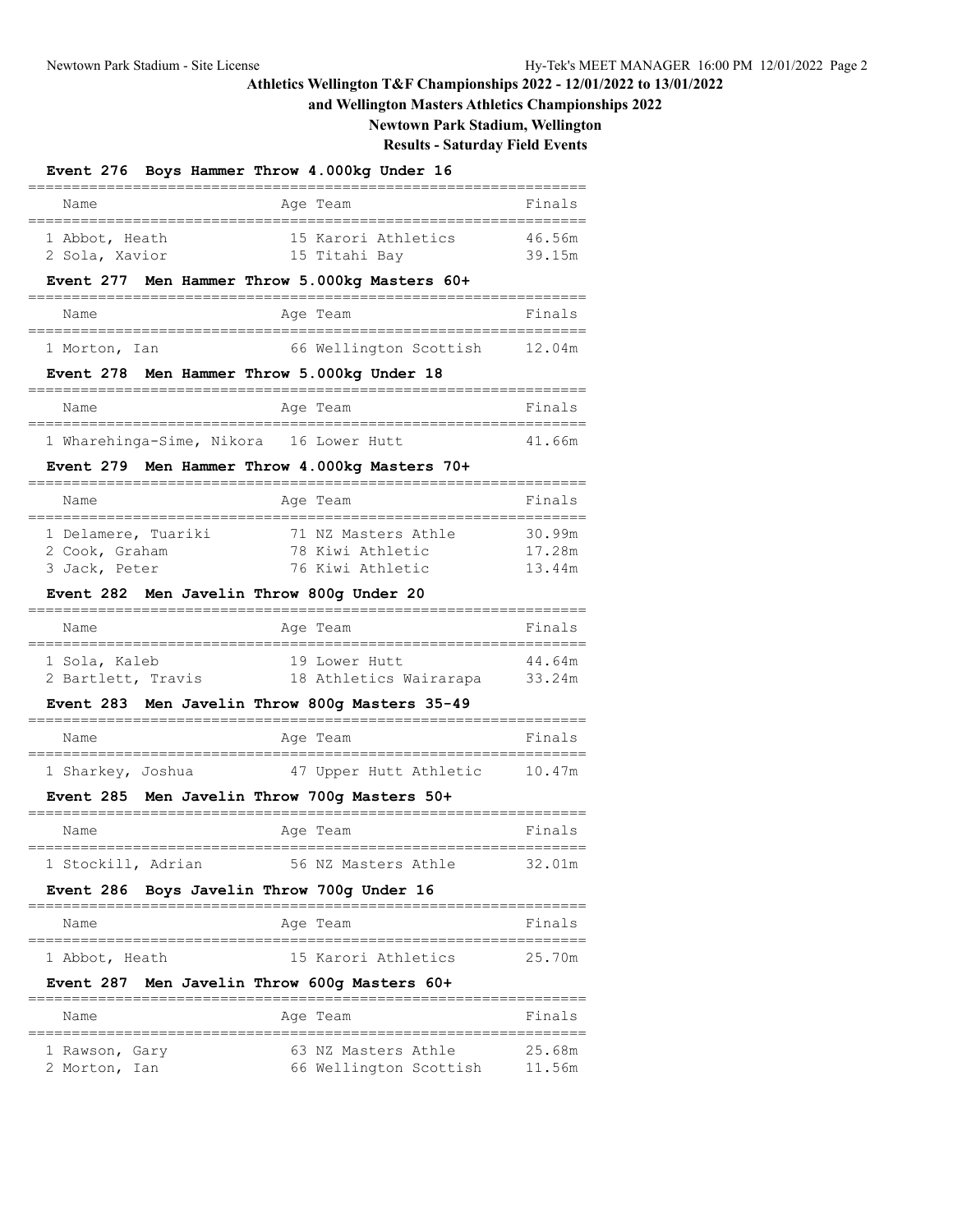# Athletics Wellington T&F Championships 2022 - 12/01/2022 to 13/01/2022

## and Wellington Masters Athletics Championships 2022

## Newtown Park Stadium, Wellington

## Results - Saturday Field Events

### Event 276 Boys Hammer Throw 4.000kg Under 16

| Name | Age | Team | Finals |
|---|---|---|---|
| 1 Abbot, Heath | 15 | Karori Athletics | 46.56m |
| 2 Sola, Xavior | 15 | Titahi Bay | 39.15m |

### Event 277 Men Hammer Throw 5.000kg Masters 60+

| Name | Age | Team | Finals |
|---|---|---|---|
| 1 Morton, Ian | 66 | Wellington Scottish | 12.04m |

### Event 278 Men Hammer Throw 5.000kg Under 18

| Name | Age | Team | Finals |
|---|---|---|---|
| 1 Wharehinga-Sime, Nikora | 16 | Lower Hutt | 41.66m |

### Event 279 Men Hammer Throw 4.000kg Masters 70+

| Name | Age | Team | Finals |
|---|---|---|---|
| 1 Delamere, Tuariki | 71 | NZ Masters Athle | 30.99m |
| 2 Cook, Graham | 78 | Kiwi Athletic | 17.28m |
| 3 Jack, Peter | 76 | Kiwi Athletic | 13.44m |

### Event 282 Men Javelin Throw 800g Under 20

| Name | Age | Team | Finals |
|---|---|---|---|
| 1 Sola, Kaleb | 19 | Lower Hutt | 44.64m |
| 2 Bartlett, Travis | 18 | Athletics Wairarapa | 33.24m |

### Event 283 Men Javelin Throw 800g Masters 35-49

| Name | Age | Team | Finals |
|---|---|---|---|
| 1 Sharkey, Joshua | 47 | Upper Hutt Athletic | 10.47m |

### Event 285 Men Javelin Throw 700g Masters 50+

| Name | Age | Team | Finals |
|---|---|---|---|
| 1 Stockill, Adrian | 56 | NZ Masters Athle | 32.01m |

### Event 286 Boys Javelin Throw 700g Under 16

| Name | Age | Team | Finals |
|---|---|---|---|
| 1 Abbot, Heath | 15 | Karori Athletics | 25.70m |

### Event 287 Men Javelin Throw 600g Masters 60+

| Name | Age | Team | Finals |
|---|---|---|---|
| 1 Rawson, Gary | 63 | NZ Masters Athle | 25.68m |
| 2 Morton, Ian | 66 | Wellington Scottish | 11.56m |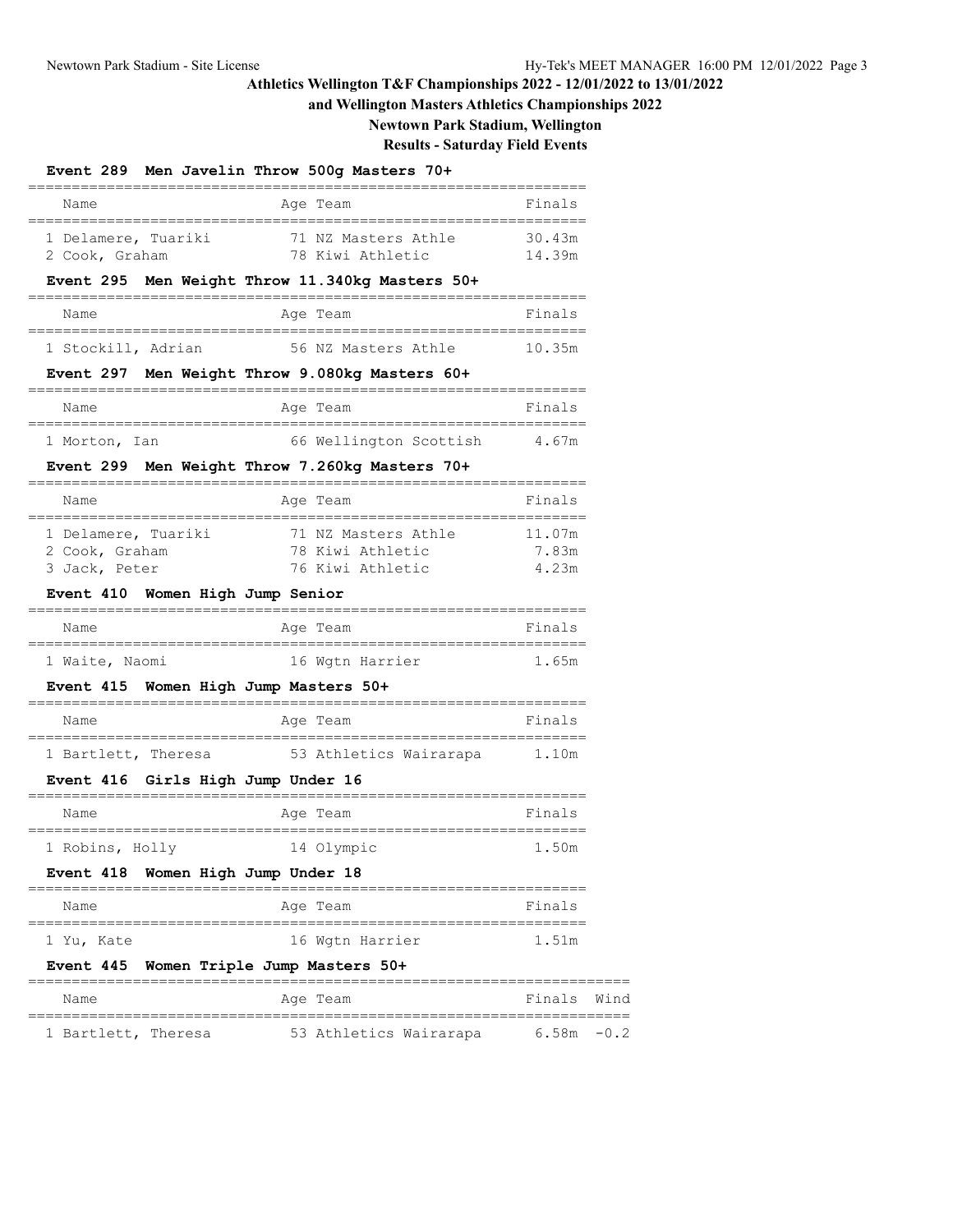# Athletics Wellington T&F Championships 2022 - 12/01/2022 to 13/01/2022

## and Wellington Masters Athletics Championships 2022

## Newtown Park Stadium, Wellington

### Results - Saturday Field Events

**Event 289 Men Javelin Throw 500g Masters 70+**

| Name | Age | Team | Finals |
|---|---|---|---|
| 1 Delamere, Tuariki | 71 | NZ Masters Athle | 30.43m |
| 2 Cook, Graham | 78 | Kiwi Athletic | 14.39m |

**Event 295 Men Weight Throw 11.340kg Masters 50+**

| Name | Age | Team | Finals |
|---|---|---|---|
| 1 Stockill, Adrian | 56 | NZ Masters Athle | 10.35m |

**Event 297 Men Weight Throw 9.080kg Masters 60+**

| Name | Age | Team | Finals |
|---|---|---|---|
| 1 Morton, Ian | 66 | Wellington Scottish | 4.67m |

**Event 299 Men Weight Throw 7.260kg Masters 70+**

| Name | Age | Team | Finals |
|---|---|---|---|
| 1 Delamere, Tuariki | 71 | NZ Masters Athle | 11.07m |
| 2 Cook, Graham | 78 | Kiwi Athletic | 7.83m |
| 3 Jack, Peter | 76 | Kiwi Athletic | 4.23m |

**Event 410 Women High Jump Senior**

| Name | Age | Team | Finals |
|---|---|---|---|
| 1 Waite, Naomi | 16 | Wgtn Harrier | 1.65m |

**Event 415 Women High Jump Masters 50+**

| Name | Age | Team | Finals |
|---|---|---|---|
| 1 Bartlett, Theresa | 53 | Athletics Wairarapa | 1.10m |

**Event 416 Girls High Jump Under 16**

| Name | Age | Team | Finals |
|---|---|---|---|
| 1 Robins, Holly | 14 | Olympic | 1.50m |

**Event 418 Women High Jump Under 18**

| Name | Age | Team | Finals |
|---|---|---|---|
| 1 Yu, Kate | 16 | Wgtn Harrier | 1.51m |

**Event 445 Women Triple Jump Masters 50+**

| Name | Age | Team | Finals | Wind |
|---|---|---|---|---|
| 1 Bartlett, Theresa | 53 | Athletics Wairarapa | 6.58m | -0.2 |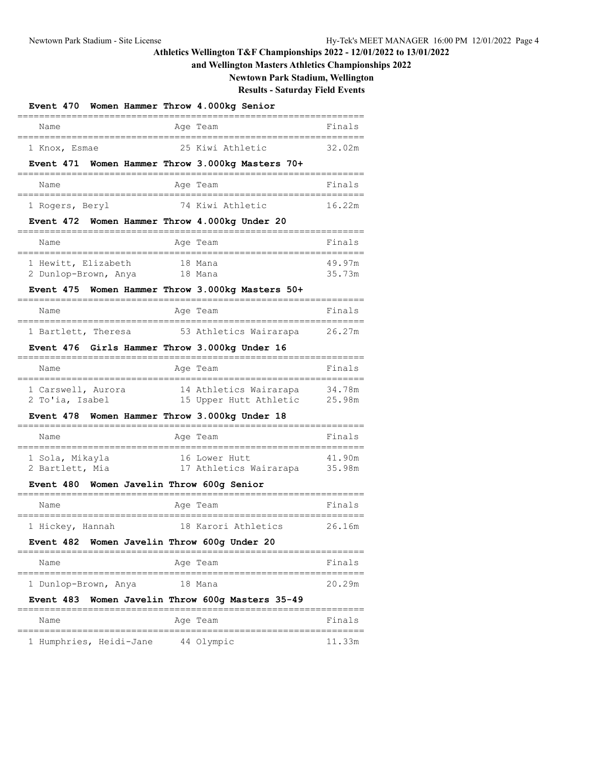# Athletics Wellington T&F Championships 2022 - 12/01/2022 to 13/01/2022

## and Wellington Masters Athletics Championships 2022

## Newtown Park Stadium, Wellington

## Results - Saturday Field Events

### Event 470 Women Hammer Throw 4.000kg Senior

| Name | Age | Team | Finals |
|---|---|---|---|
| 1 Knox, Esmae | 25 | Kiwi Athletic | 32.02m |

### Event 471 Women Hammer Throw 3.000kg Masters 70+

| Name | Age | Team | Finals |
|---|---|---|---|
| 1 Rogers, Beryl | 74 | Kiwi Athletic | 16.22m |

### Event 472 Women Hammer Throw 4.000kg Under 20

| Name | Age | Team | Finals |
|---|---|---|---|
| 1 Hewitt, Elizabeth | 18 | Mana | 49.97m |
| 2 Dunlop-Brown, Anya | 18 | Mana | 35.73m |

### Event 475 Women Hammer Throw 3.000kg Masters 50+

| Name | Age | Team | Finals |
|---|---|---|---|
| 1 Bartlett, Theresa | 53 | Athletics Wairarapa | 26.27m |

### Event 476 Girls Hammer Throw 3.000kg Under 16

| Name | Age | Team | Finals |
|---|---|---|---|
| 1 Carswell, Aurora | 14 | Athletics Wairarapa | 34.78m |
| 2 To'ia, Isabel | 15 | Upper Hutt Athletic | 25.98m |

### Event 478 Women Hammer Throw 3.000kg Under 18

| Name | Age | Team | Finals |
|---|---|---|---|
| 1 Sola, Mikayla | 16 | Lower Hutt | 41.90m |
| 2 Bartlett, Mia | 17 | Athletics Wairarapa | 35.98m |

### Event 480 Women Javelin Throw 600g Senior

| Name | Age | Team | Finals |
|---|---|---|---|
| 1 Hickey, Hannah | 18 | Karori Athletics | 26.16m |

### Event 482 Women Javelin Throw 600g Under 20

| Name | Age | Team | Finals |
|---|---|---|---|
| 1 Dunlop-Brown, Anya | 18 | Mana | 20.29m |

### Event 483 Women Javelin Throw 600g Masters 35-49

| Name | Age | Team | Finals |
|---|---|---|---|
| 1 Humphries, Heidi-Jane | 44 | Olympic | 11.33m |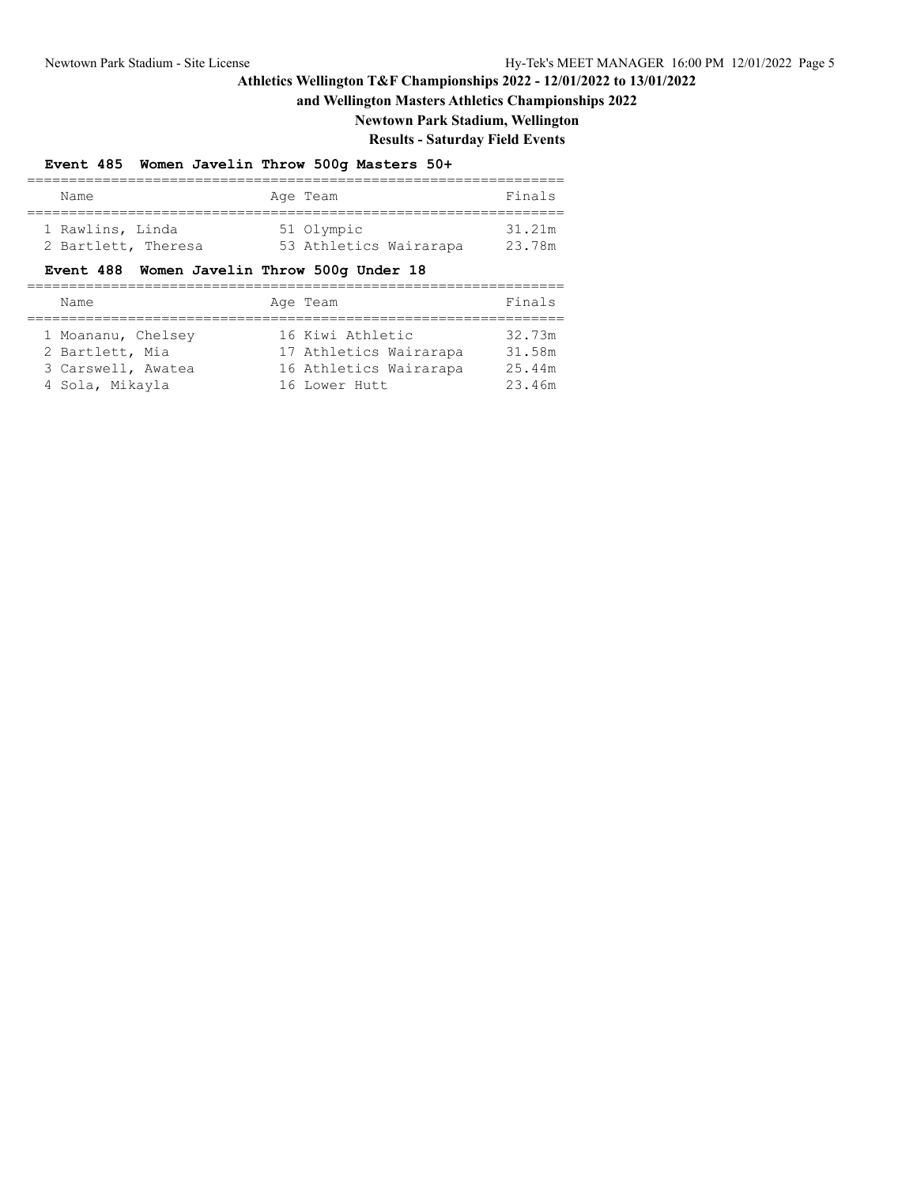# Athletics Wellington T&F Championships 2022 - 12/01/2022 to 13/01/2022

## and Wellington Masters Athletics Championships 2022

## Newtown Park Stadium, Wellington

## Results - Saturday Field Events

### Event 485 Women Javelin Throw 500g Masters 50+

| | Name | Age | Team | Finals |
|---|---|---|---|---|
| 1 | Rawlins, Linda | 51 | Olympic | 31.21m |
| 2 | Bartlett, Theresa | 53 | Athletics Wairarapa | 23.78m |

### Event 488 Women Javelin Throw 500g Under 18

| | Name | Age | Team | Finals |
|---|---|---|---|---|
| 1 | Moananu, Chelsey | 16 | Kiwi Athletic | 32.73m |
| 2 | Bartlett, Mia | 17 | Athletics Wairarapa | 31.58m |
| 3 | Carswell, Awatea | 16 | Athletics Wairarapa | 25.44m |
| 4 | Sola, Mikayla | 16 | Lower Hutt | 23.46m |